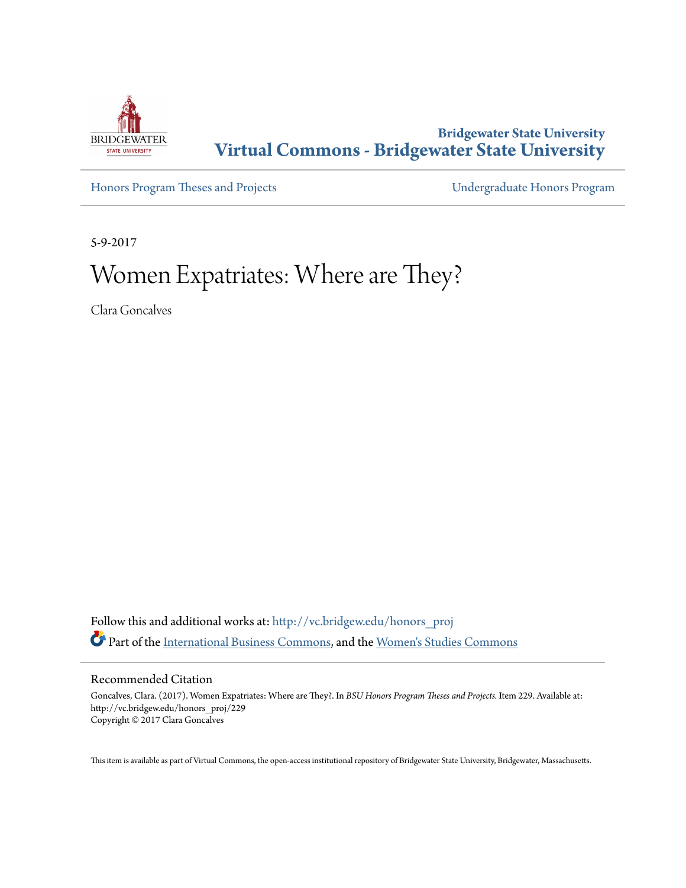Bridgewater State University
**Virtual Commons - Bridgewater State University**

Honors Program Theses and Projects | Undergraduate Honors Program

5-9-2017

# Women Expatriates: Where are They?

Clara Goncalves

Follow this and additional works at: http://vc.bridgew.edu/honors_proj

Part of the International Business Commons, and the Women's Studies Commons

## Recommended Citation

Goncalves, Clara. (2017). Women Expatriates: Where are They?. In *BSU Honors Program Theses and Projects.* Item 229. Available at: http://vc.bridgew.edu/honors_proj/229
Copyright © 2017 Clara Goncalves

This item is available as part of Virtual Commons, the open-access institutional repository of Bridgewater State University, Bridgewater, Massachusetts.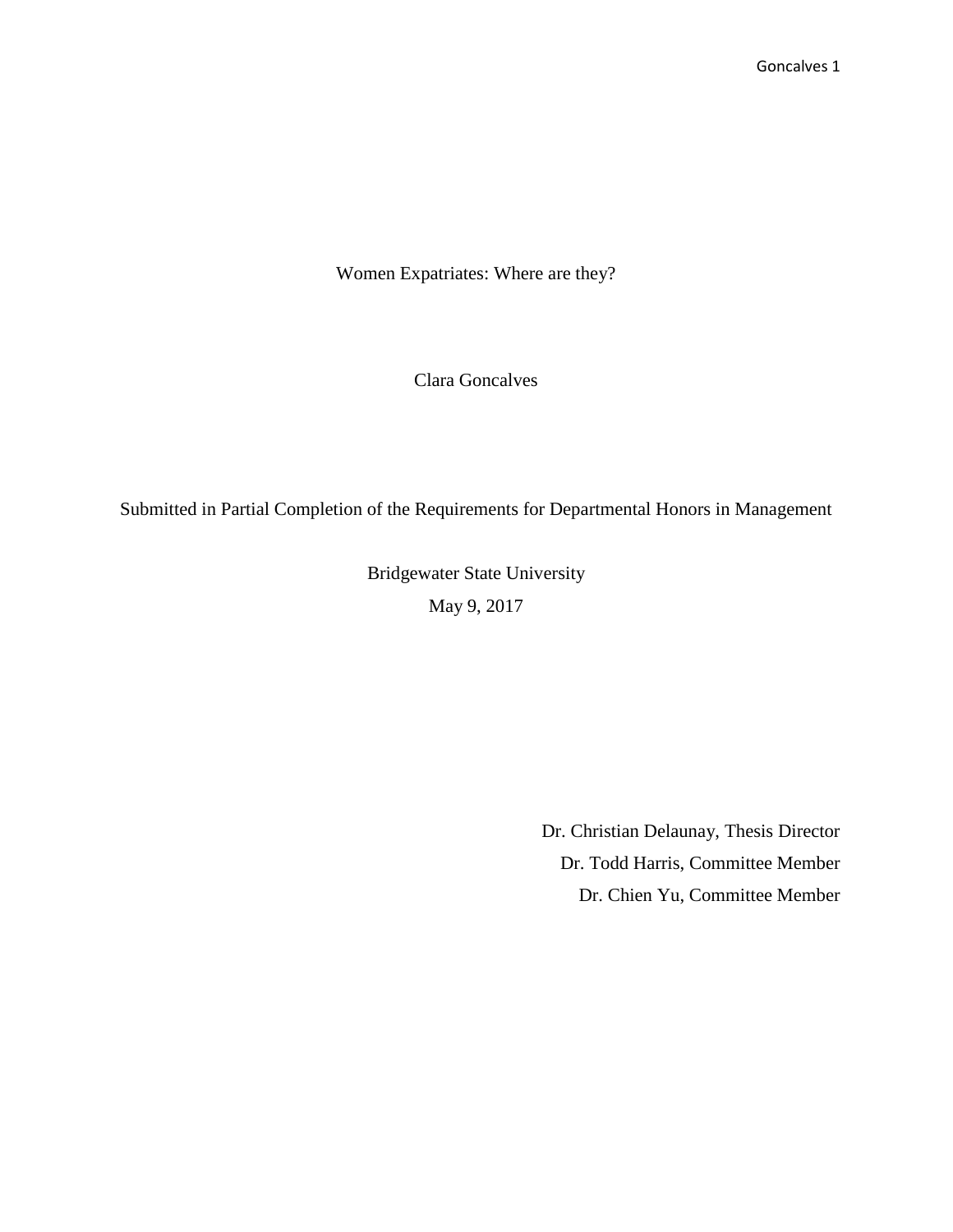# Women Expatriates: Where are they?

Clara Goncalves

Submitted in Partial Completion of the Requirements for Departmental Honors in Management

Bridgewater State University

May 9, 2017

Dr. Christian Delaunay, Thesis Director

Dr. Todd Harris, Committee Member

Dr. Chien Yu, Committee Member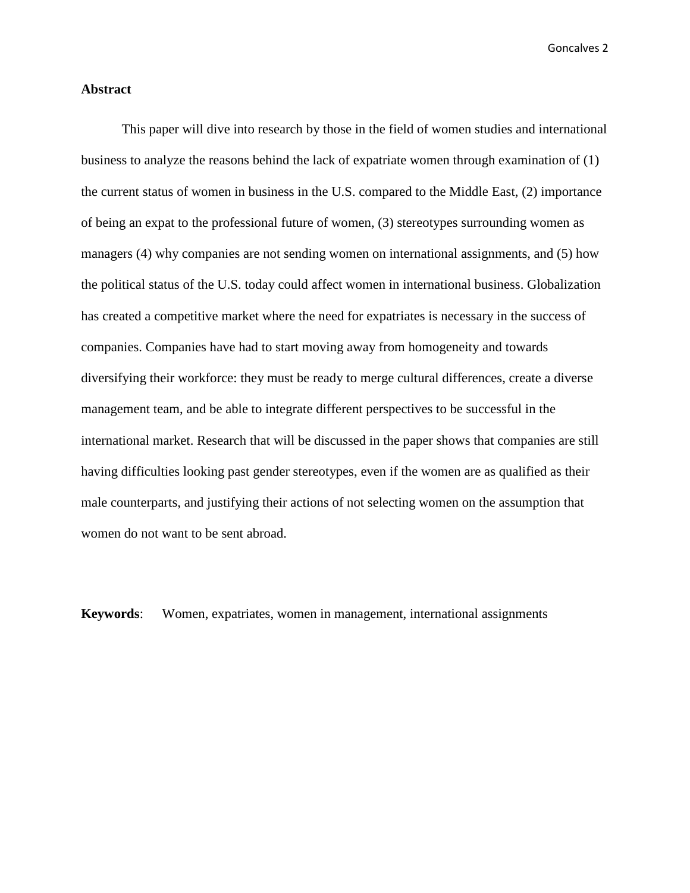## Abstract

This paper will dive into research by those in the field of women studies and international business to analyze the reasons behind the lack of expatriate women through examination of (1) the current status of women in business in the U.S. compared to the Middle East, (2) importance of being an expat to the professional future of women, (3) stereotypes surrounding women as managers (4) why companies are not sending women on international assignments, and (5) how the political status of the U.S. today could affect women in international business. Globalization has created a competitive market where the need for expatriates is necessary in the success of companies. Companies have had to start moving away from homogeneity and towards diversifying their workforce: they must be ready to merge cultural differences, create a diverse management team, and be able to integrate different perspectives to be successful in the international market. Research that will be discussed in the paper shows that companies are still having difficulties looking past gender stereotypes, even if the women are as qualified as their male counterparts, and justifying their actions of not selecting women on the assumption that women do not want to be sent abroad.

**Keywords**: Women, expatriates, women in management, international assignments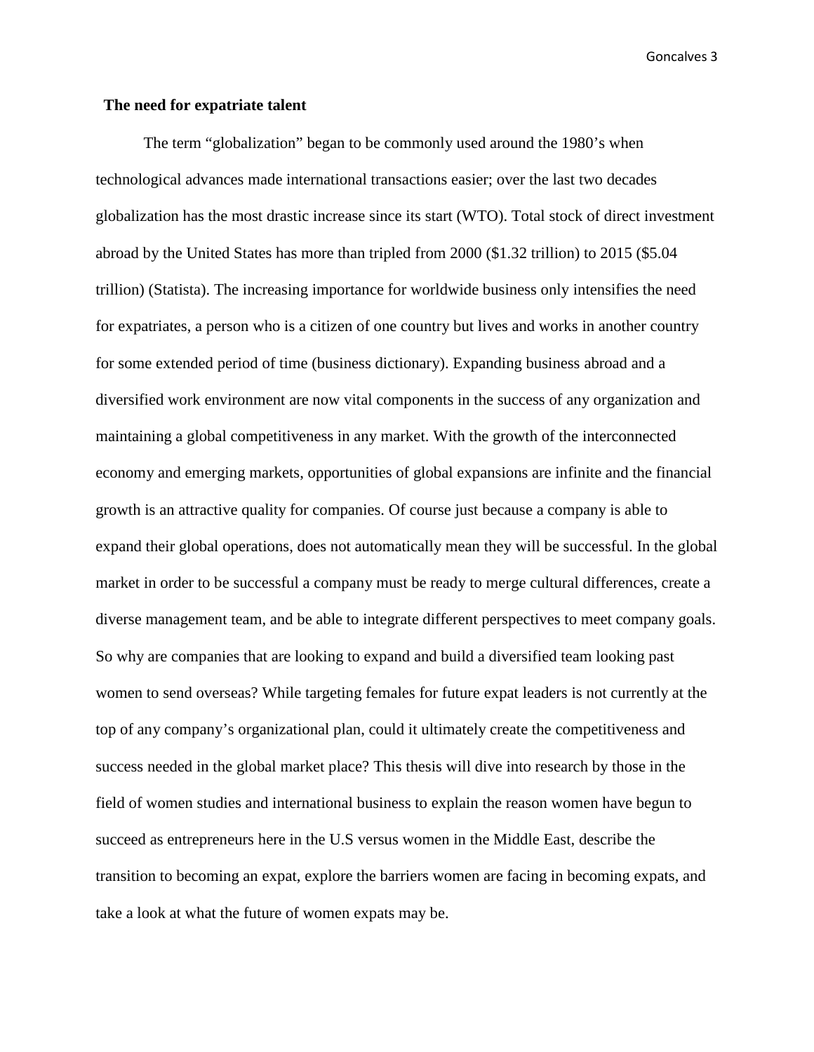## The need for expatriate talent

The term “globalization” began to be commonly used around the 1980’s when technological advances made international transactions easier; over the last two decades globalization has the most drastic increase since its start (WTO). Total stock of direct investment abroad by the United States has more than tripled from 2000 ($1.32 trillion) to 2015 ($5.04 trillion) (Statista). The increasing importance for worldwide business only intensifies the need for expatriates, a person who is a citizen of one country but lives and works in another country for some extended period of time (business dictionary). Expanding business abroad and a diversified work environment are now vital components in the success of any organization and maintaining a global competitiveness in any market. With the growth of the interconnected economy and emerging markets, opportunities of global expansions are infinite and the financial growth is an attractive quality for companies. Of course just because a company is able to expand their global operations, does not automatically mean they will be successful. In the global market in order to be successful a company must be ready to merge cultural differences, create a diverse management team, and be able to integrate different perspectives to meet company goals. So why are companies that are looking to expand and build a diversified team looking past women to send overseas? While targeting females for future expat leaders is not currently at the top of any company’s organizational plan, could it ultimately create the competitiveness and success needed in the global market place? This thesis will dive into research by those in the field of women studies and international business to explain the reason women have begun to succeed as entrepreneurs here in the U.S versus women in the Middle East, describe the transition to becoming an expat, explore the barriers women are facing in becoming expats, and take a look at what the future of women expats may be.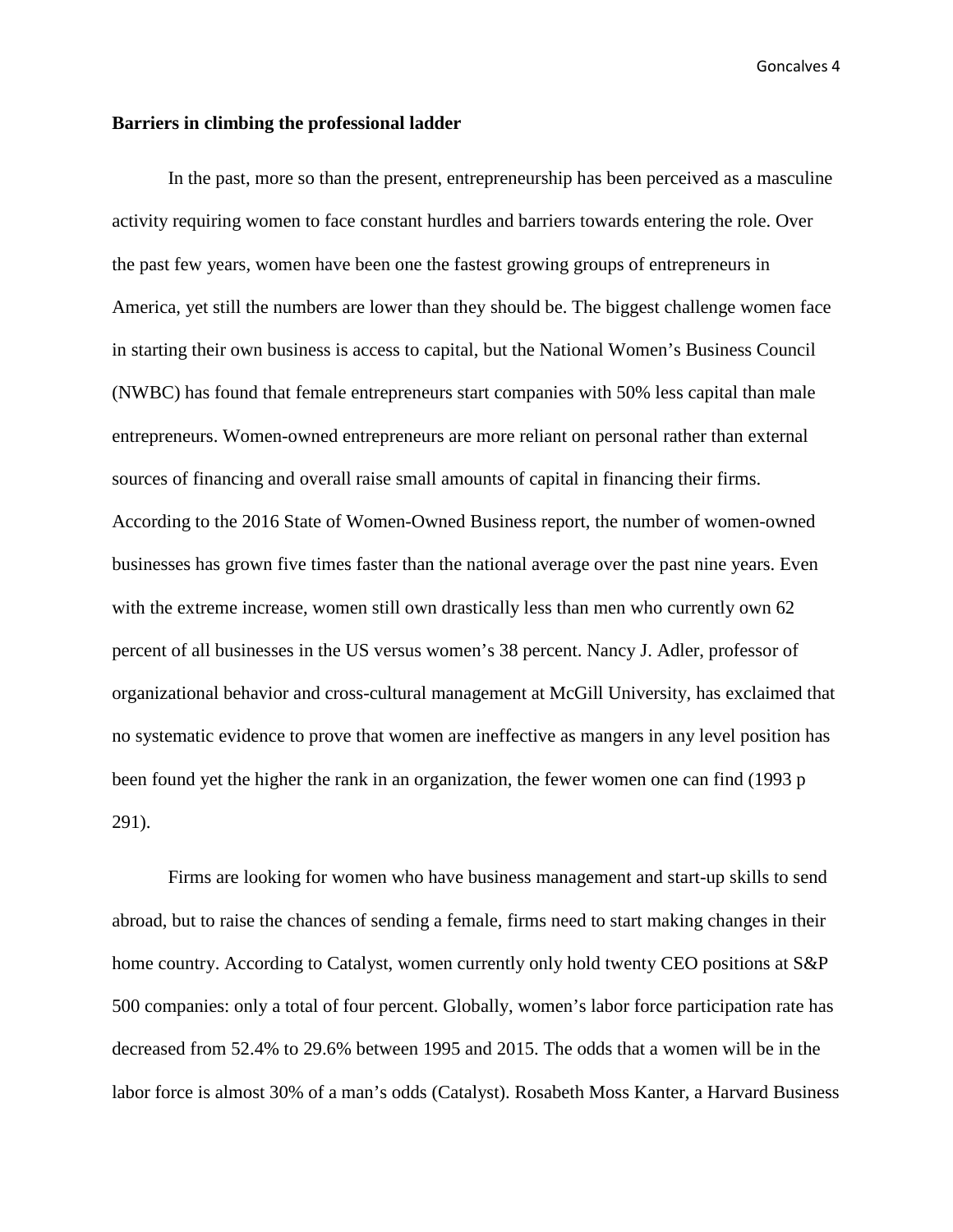**Barriers in climbing the professional ladder**

In the past, more so than the present, entrepreneurship has been perceived as a masculine activity requiring women to face constant hurdles and barriers towards entering the role. Over the past few years, women have been one the fastest growing groups of entrepreneurs in America, yet still the numbers are lower than they should be. The biggest challenge women face in starting their own business is access to capital, but the National Women's Business Council (NWBC) has found that female entrepreneurs start companies with 50% less capital than male entrepreneurs. Women-owned entrepreneurs are more reliant on personal rather than external sources of financing and overall raise small amounts of capital in financing their firms. According to the 2016 State of Women-Owned Business report, the number of women-owned businesses has grown five times faster than the national average over the past nine years. Even with the extreme increase, women still own drastically less than men who currently own 62 percent of all businesses in the US versus women's 38 percent. Nancy J. Adler, professor of organizational behavior and cross-cultural management at McGill University, has exclaimed that no systematic evidence to prove that women are ineffective as mangers in any level position has been found yet the higher the rank in an organization, the fewer women one can find (1993 p 291).

Firms are looking for women who have business management and start-up skills to send abroad, but to raise the chances of sending a female, firms need to start making changes in their home country. According to Catalyst, women currently only hold twenty CEO positions at S&P 500 companies: only a total of four percent. Globally, women's labor force participation rate has decreased from 52.4% to 29.6% between 1995 and 2015. The odds that a women will be in the labor force is almost 30% of a man's odds (Catalyst). Rosabeth Moss Kanter, a Harvard Business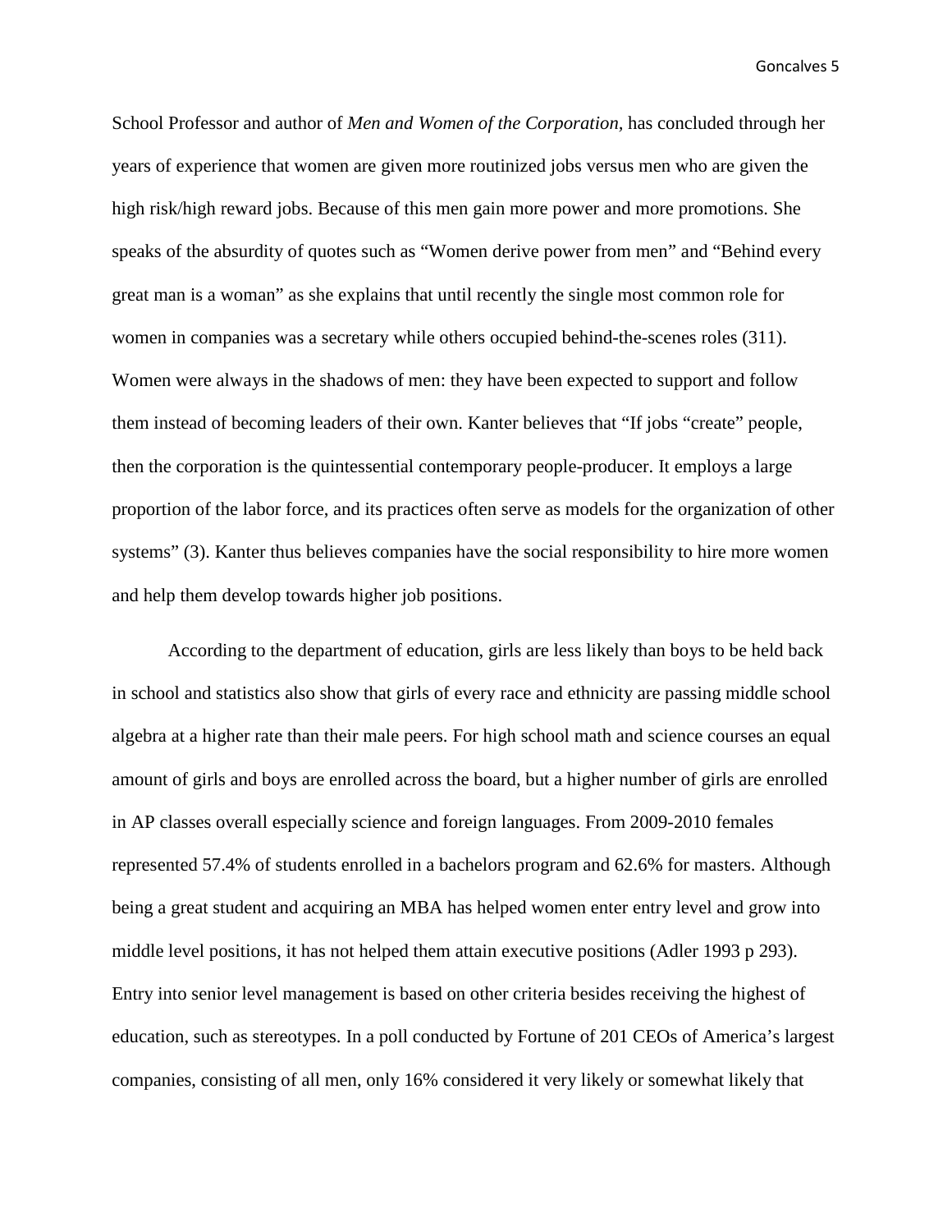School Professor and author of *Men and Women of the Corporation,* has concluded through her years of experience that women are given more routinized jobs versus men who are given the high risk/high reward jobs. Because of this men gain more power and more promotions. She speaks of the absurdity of quotes such as "Women derive power from men" and "Behind every great man is a woman" as she explains that until recently the single most common role for women in companies was a secretary while others occupied behind-the-scenes roles (311). Women were always in the shadows of men: they have been expected to support and follow them instead of becoming leaders of their own. Kanter believes that "If jobs "create" people, then the corporation is the quintessential contemporary people-producer. It employs a large proportion of the labor force, and its practices often serve as models for the organization of other systems" (3). Kanter thus believes companies have the social responsibility to hire more women and help them develop towards higher job positions.

According to the department of education, girls are less likely than boys to be held back in school and statistics also show that girls of every race and ethnicity are passing middle school algebra at a higher rate than their male peers. For high school math and science courses an equal amount of girls and boys are enrolled across the board, but a higher number of girls are enrolled in AP classes overall especially science and foreign languages. From 2009-2010 females represented 57.4% of students enrolled in a bachelors program and 62.6% for masters. Although being a great student and acquiring an MBA has helped women enter entry level and grow into middle level positions, it has not helped them attain executive positions (Adler 1993 p 293). Entry into senior level management is based on other criteria besides receiving the highest of education, such as stereotypes. In a poll conducted by Fortune of 201 CEOs of America's largest companies, consisting of all men, only 16% considered it very likely or somewhat likely that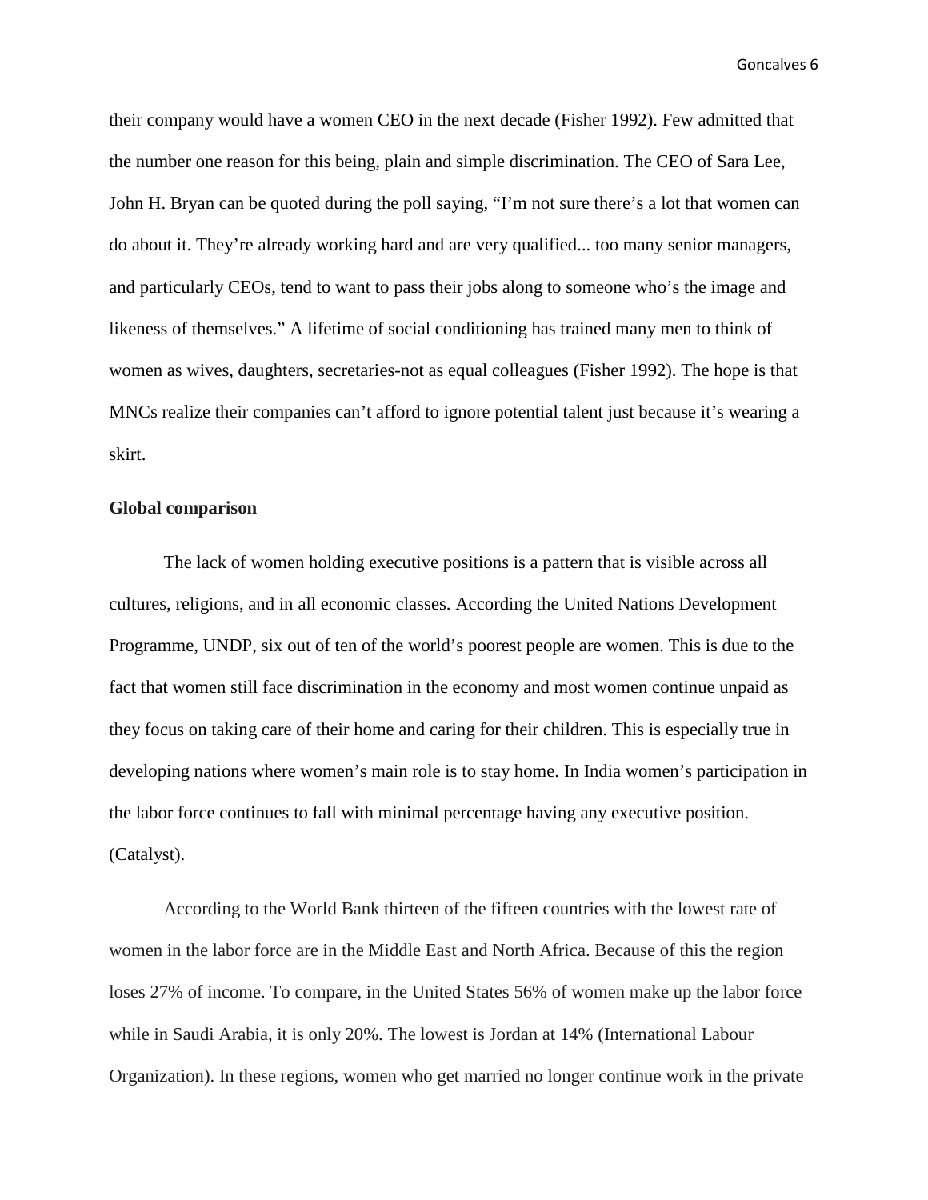their company would have a women CEO in the next decade (Fisher 1992). Few admitted that the number one reason for this being, plain and simple discrimination. The CEO of Sara Lee, John H. Bryan can be quoted during the poll saying, "I'm not sure there's a lot that women can do about it. They're already working hard and are very qualified... too many senior managers, and particularly CEOs, tend to want to pass their jobs along to someone who's the image and likeness of themselves." A lifetime of social conditioning has trained many men to think of women as wives, daughters, secretaries-not as equal colleagues (Fisher 1992). The hope is that MNCs realize their companies can't afford to ignore potential talent just because it's wearing a skirt.

**Global comparison**

The lack of women holding executive positions is a pattern that is visible across all cultures, religions, and in all economic classes. According the United Nations Development Programme, UNDP, six out of ten of the world's poorest people are women. This is due to the fact that women still face discrimination in the economy and most women continue unpaid as they focus on taking care of their home and caring for their children. This is especially true in developing nations where women's main role is to stay home. In India women's participation in the labor force continues to fall with minimal percentage having any executive position. (Catalyst).

According to the World Bank thirteen of the fifteen countries with the lowest rate of women in the labor force are in the Middle East and North Africa. Because of this the region loses 27% of income. To compare, in the United States 56% of women make up the labor force while in Saudi Arabia, it is only 20%. The lowest is Jordan at 14% (International Labour Organization). In these regions, women who get married no longer continue work in the private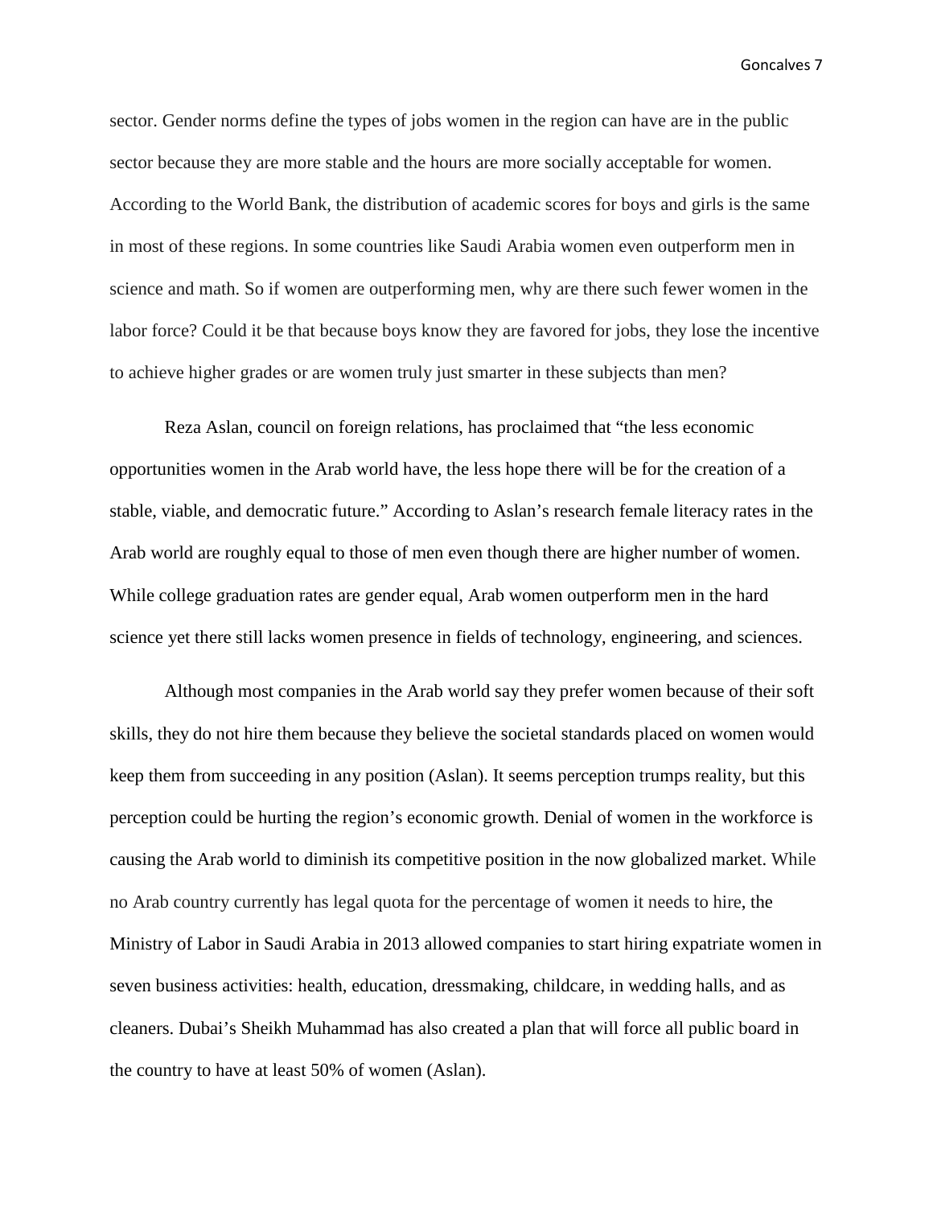sector. Gender norms define the types of jobs women in the region can have are in the public sector because they are more stable and the hours are more socially acceptable for women. According to the World Bank, the distribution of academic scores for boys and girls is the same in most of these regions. In some countries like Saudi Arabia women even outperform men in science and math. So if women are outperforming men, why are there such fewer women in the labor force? Could it be that because boys know they are favored for jobs, they lose the incentive to achieve higher grades or are women truly just smarter in these subjects than men?

Reza Aslan, council on foreign relations, has proclaimed that "the less economic opportunities women in the Arab world have, the less hope there will be for the creation of a stable, viable, and democratic future." According to Aslan's research female literacy rates in the Arab world are roughly equal to those of men even though there are higher number of women. While college graduation rates are gender equal, Arab women outperform men in the hard science yet there still lacks women presence in fields of technology, engineering, and sciences.

Although most companies in the Arab world say they prefer women because of their soft skills, they do not hire them because they believe the societal standards placed on women would keep them from succeeding in any position (Aslan). It seems perception trumps reality, but this perception could be hurting the region's economic growth. Denial of women in the workforce is causing the Arab world to diminish its competitive position in the now globalized market. While no Arab country currently has legal quota for the percentage of women it needs to hire, the Ministry of Labor in Saudi Arabia in 2013 allowed companies to start hiring expatriate women in seven business activities: health, education, dressmaking, childcare, in wedding halls, and as cleaners. Dubai's Sheikh Muhammad has also created a plan that will force all public board in the country to have at least 50% of women (Aslan).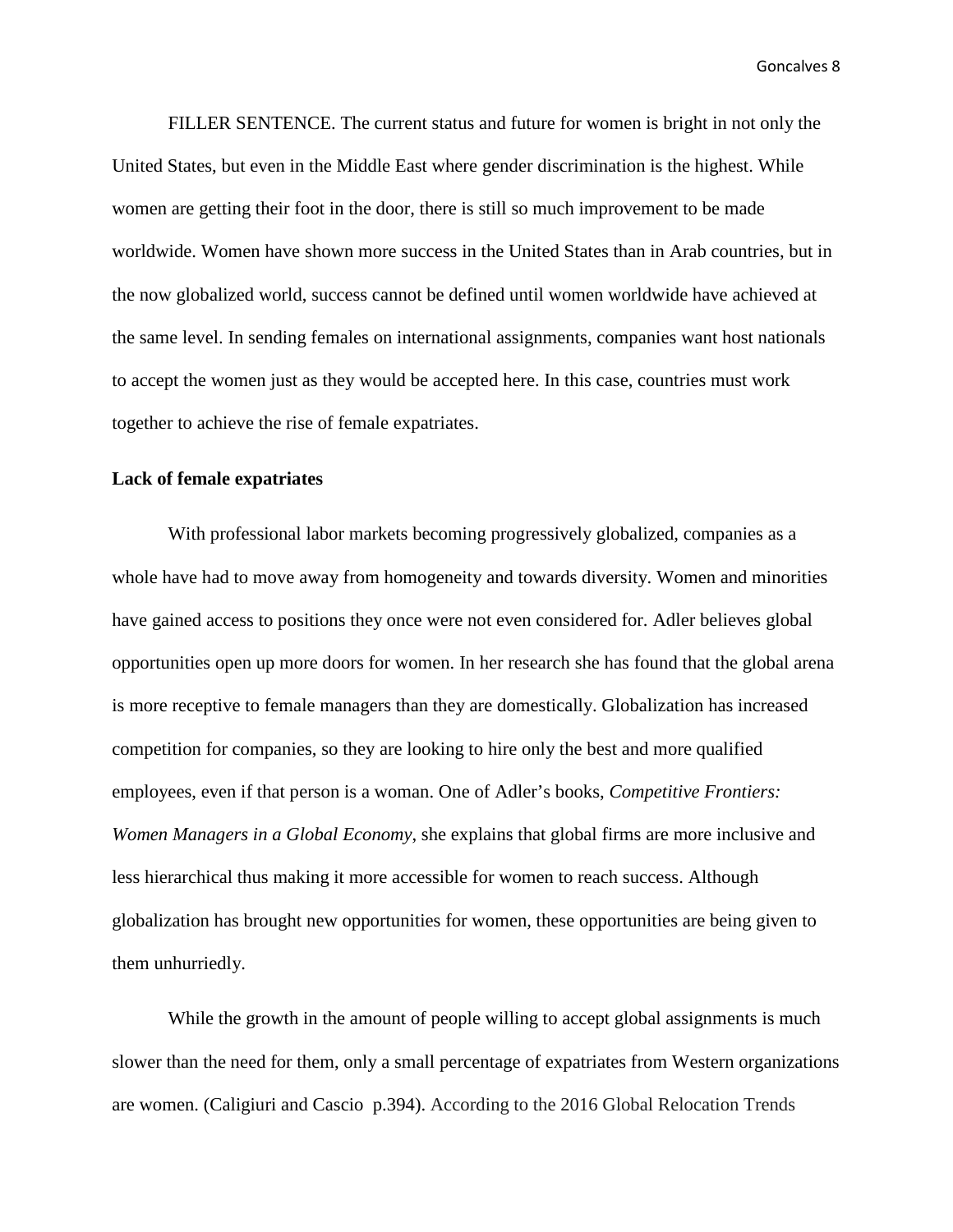FILLER SENTENCE. The current status and future for women is bright in not only the United States, but even in the Middle East where gender discrimination is the highest. While women are getting their foot in the door, there is still so much improvement to be made worldwide. Women have shown more success in the United States than in Arab countries, but in the now globalized world, success cannot be defined until women worldwide have achieved at the same level. In sending females on international assignments, companies want host nationals to accept the women just as they would be accepted here. In this case, countries must work together to achieve the rise of female expatriates.

**Lack of female expatriates**

With professional labor markets becoming progressively globalized, companies as a whole have had to move away from homogeneity and towards diversity. Women and minorities have gained access to positions they once were not even considered for. Adler believes global opportunities open up more doors for women. In her research she has found that the global arena is more receptive to female managers than they are domestically. Globalization has increased competition for companies, so they are looking to hire only the best and more qualified employees, even if that person is a woman. One of Adler's books, *Competitive Frontiers: Women Managers in a Global Economy*, she explains that global firms are more inclusive and less hierarchical thus making it more accessible for women to reach success. Although globalization has brought new opportunities for women, these opportunities are being given to them unhurriedly.

While the growth in the amount of people willing to accept global assignments is much slower than the need for them, only a small percentage of expatriates from Western organizations are women. (Caligiuri and Cascio p.394). According to the 2016 Global Relocation Trends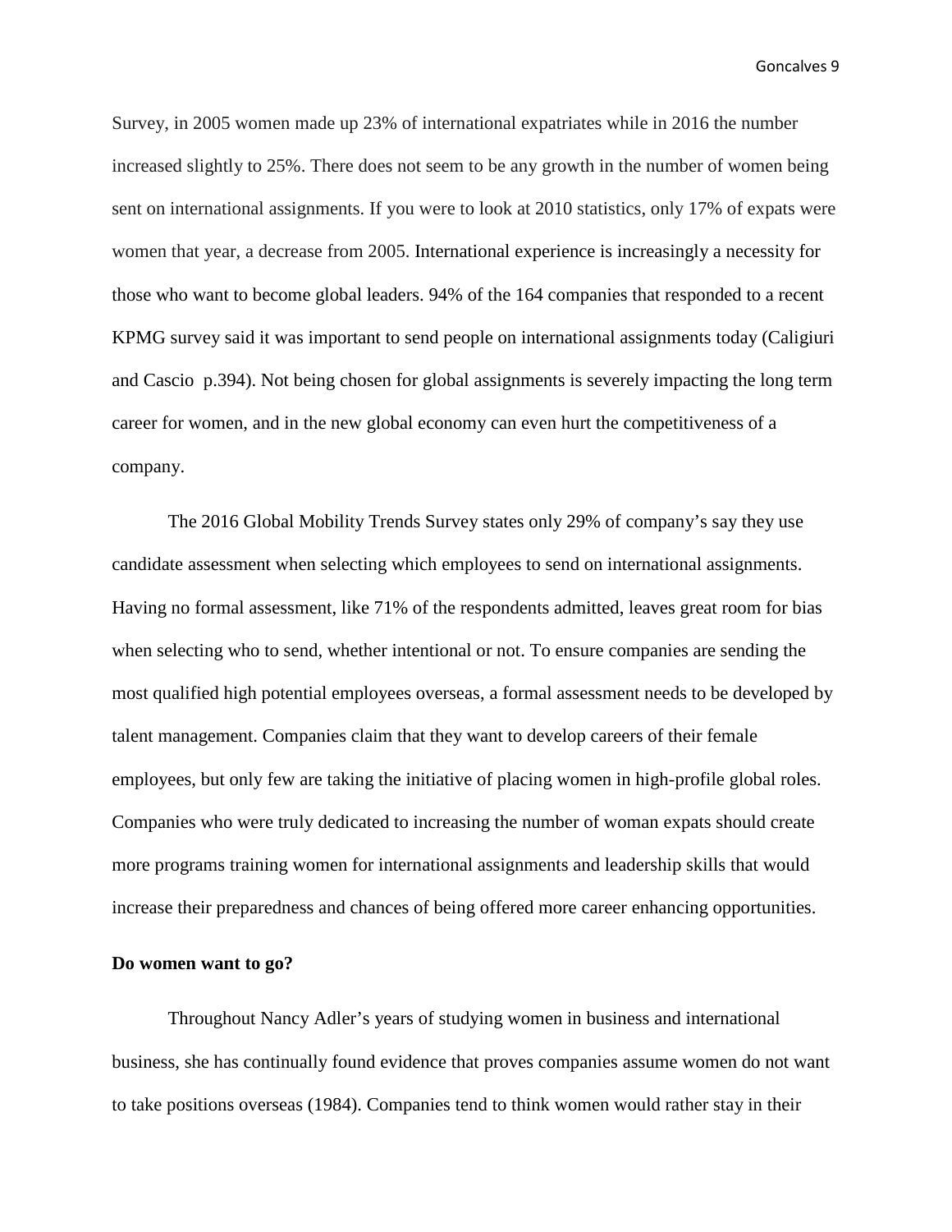Survey, in 2005 women made up 23% of international expatriates while in 2016 the number increased slightly to 25%. There does not seem to be any growth in the number of women being sent on international assignments. If you were to look at 2010 statistics, only 17% of expats were women that year, a decrease from 2005. International experience is increasingly a necessity for those who want to become global leaders. 94% of the 164 companies that responded to a recent KPMG survey said it was important to send people on international assignments today (Caligiuri and Cascio  p.394). Not being chosen for global assignments is severely impacting the long term career for women, and in the new global economy can even hurt the competitiveness of a company.

The 2016 Global Mobility Trends Survey states only 29% of company's say they use candidate assessment when selecting which employees to send on international assignments. Having no formal assessment, like 71% of the respondents admitted, leaves great room for bias when selecting who to send, whether intentional or not. To ensure companies are sending the most qualified high potential employees overseas, a formal assessment needs to be developed by talent management. Companies claim that they want to develop careers of their female employees, but only few are taking the initiative of placing women in high-profile global roles. Companies who were truly dedicated to increasing the number of woman expats should create more programs training women for international assignments and leadership skills that would increase their preparedness and chances of being offered more career enhancing opportunities.

**Do women want to go?**

Throughout Nancy Adler's years of studying women in business and international business, she has continually found evidence that proves companies assume women do not want to take positions overseas (1984). Companies tend to think women would rather stay in their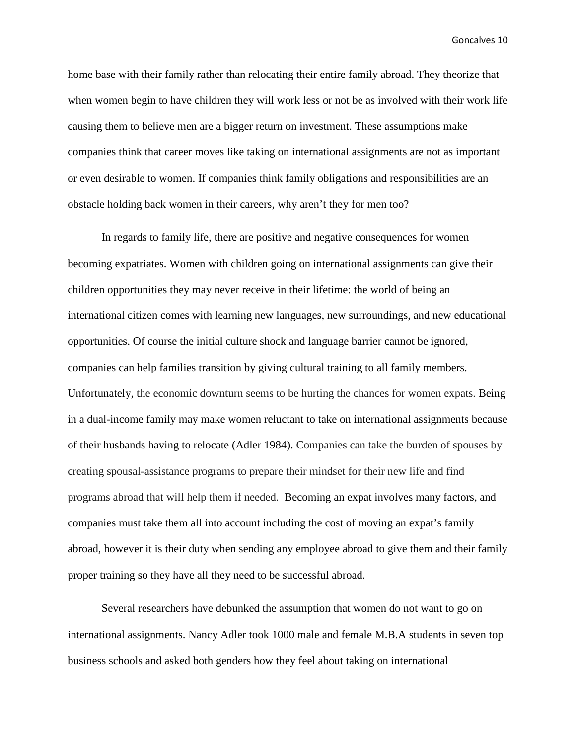home base with their family rather than relocating their entire family abroad. They theorize that when women begin to have children they will work less or not be as involved with their work life causing them to believe men are a bigger return on investment. These assumptions make companies think that career moves like taking on international assignments are not as important or even desirable to women. If companies think family obligations and responsibilities are an obstacle holding back women in their careers, why aren't they for men too?

In regards to family life, there are positive and negative consequences for women becoming expatriates. Women with children going on international assignments can give their children opportunities they may never receive in their lifetime: the world of being an international citizen comes with learning new languages, new surroundings, and new educational opportunities. Of course the initial culture shock and language barrier cannot be ignored, companies can help families transition by giving cultural training to all family members. Unfortunately, the economic downturn seems to be hurting the chances for women expats. Being in a dual-income family may make women reluctant to take on international assignments because of their husbands having to relocate (Adler 1984). Companies can take the burden of spouses by creating spousal-assistance programs to prepare their mindset for their new life and find programs abroad that will help them if needed. Becoming an expat involves many factors, and companies must take them all into account including the cost of moving an expat's family abroad, however it is their duty when sending any employee abroad to give them and their family proper training so they have all they need to be successful abroad.

Several researchers have debunked the assumption that women do not want to go on international assignments. Nancy Adler took 1000 male and female M.B.A students in seven top business schools and asked both genders how they feel about taking on international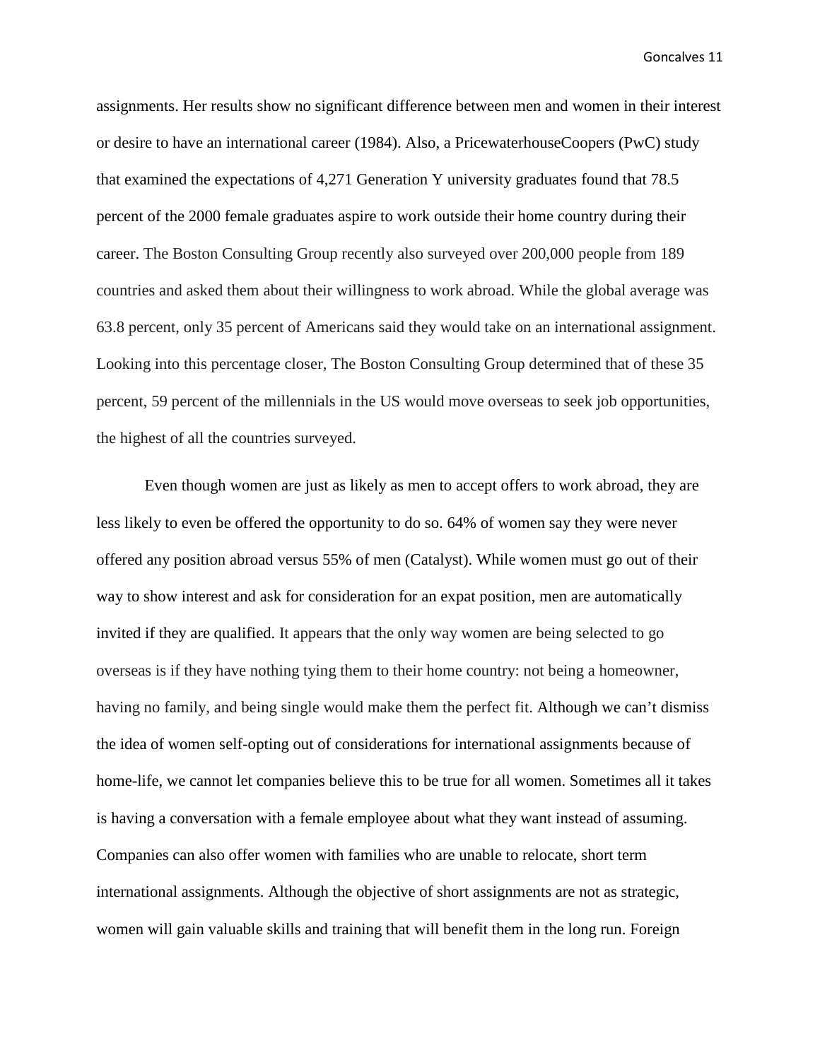assignments. Her results show no significant difference between men and women in their interest or desire to have an international career (1984). Also, a PricewaterhouseCoopers (PwC) study that examined the expectations of 4,271 Generation Y university graduates found that 78.5 percent of the 2000 female graduates aspire to work outside their home country during their career. The Boston Consulting Group recently also surveyed over 200,000 people from 189 countries and asked them about their willingness to work abroad. While the global average was 63.8 percent, only 35 percent of Americans said they would take on an international assignment. Looking into this percentage closer, The Boston Consulting Group determined that of these 35 percent, 59 percent of the millennials in the US would move overseas to seek job opportunities, the highest of all the countries surveyed.

Even though women are just as likely as men to accept offers to work abroad, they are less likely to even be offered the opportunity to do so. 64% of women say they were never offered any position abroad versus 55% of men (Catalyst). While women must go out of their way to show interest and ask for consideration for an expat position, men are automatically invited if they are qualified. It appears that the only way women are being selected to go overseas is if they have nothing tying them to their home country: not being a homeowner, having no family, and being single would make them the perfect fit. Although we can't dismiss the idea of women self-opting out of considerations for international assignments because of home-life, we cannot let companies believe this to be true for all women. Sometimes all it takes is having a conversation with a female employee about what they want instead of assuming. Companies can also offer women with families who are unable to relocate, short term international assignments. Although the objective of short assignments are not as strategic, women will gain valuable skills and training that will benefit them in the long run. Foreign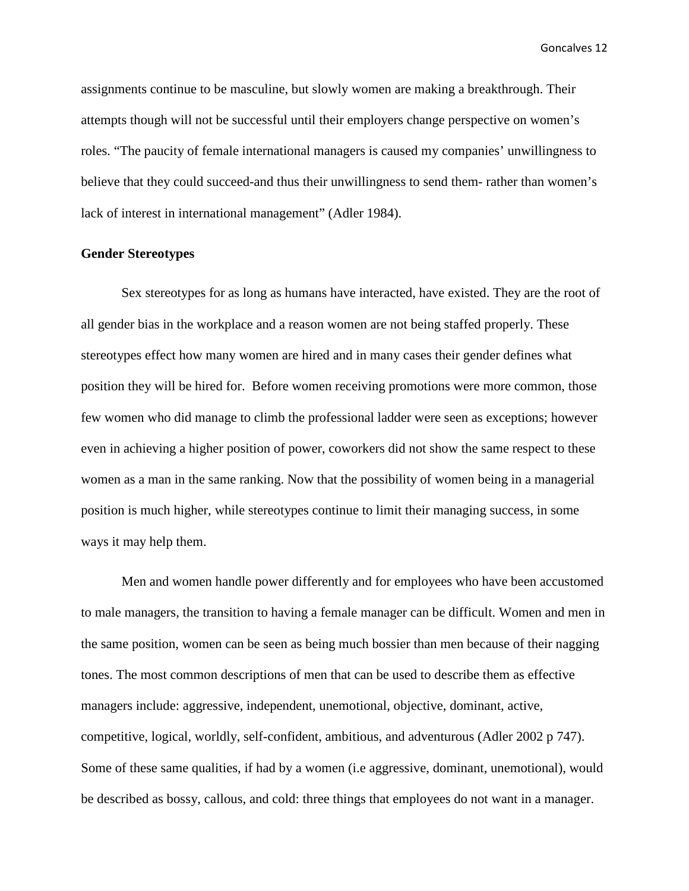assignments continue to be masculine, but slowly women are making a breakthrough. Their attempts though will not be successful until their employers change perspective on women's roles. "The paucity of female international managers is caused my companies' unwillingness to believe that they could succeed-and thus their unwillingness to send them- rather than women's lack of interest in international management" (Adler 1984).

**Gender Stereotypes**

Sex stereotypes for as long as humans have interacted, have existed. They are the root of all gender bias in the workplace and a reason women are not being staffed properly. These stereotypes effect how many women are hired and in many cases their gender defines what position they will be hired for. Before women receiving promotions were more common, those few women who did manage to climb the professional ladder were seen as exceptions; however even in achieving a higher position of power, coworkers did not show the same respect to these women as a man in the same ranking. Now that the possibility of women being in a managerial position is much higher, while stereotypes continue to limit their managing success, in some ways it may help them.

Men and women handle power differently and for employees who have been accustomed to male managers, the transition to having a female manager can be difficult. Women and men in the same position, women can be seen as being much bossier than men because of their nagging tones. The most common descriptions of men that can be used to describe them as effective managers include: aggressive, independent, unemotional, objective, dominant, active, competitive, logical, worldly, self-confident, ambitious, and adventurous (Adler 2002 p 747). Some of these same qualities, if had by a women (i.e aggressive, dominant, unemotional), would be described as bossy, callous, and cold: three things that employees do not want in a manager.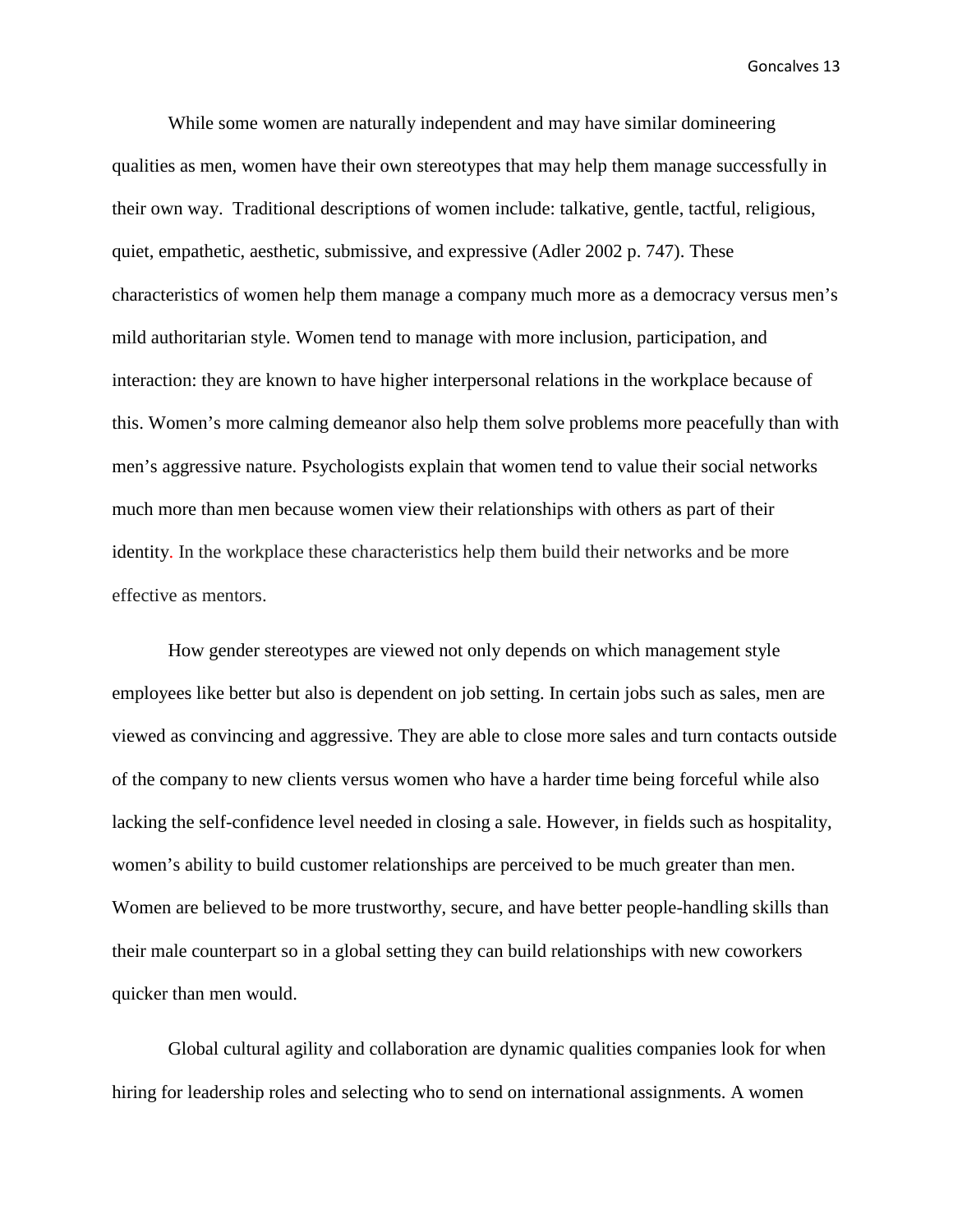While some women are naturally independent and may have similar domineering qualities as men, women have their own stereotypes that may help them manage successfully in their own way. Traditional descriptions of women include: talkative, gentle, tactful, religious, quiet, empathetic, aesthetic, submissive, and expressive (Adler 2002 p. 747). These characteristics of women help them manage a company much more as a democracy versus men's mild authoritarian style. Women tend to manage with more inclusion, participation, and interaction: they are known to have higher interpersonal relations in the workplace because of this. Women's more calming demeanor also help them solve problems more peacefully than with men's aggressive nature. Psychologists explain that women tend to value their social networks much more than men because women view their relationships with others as part of their identity. In the workplace these characteristics help them build their networks and be more effective as mentors.

How gender stereotypes are viewed not only depends on which management style employees like better but also is dependent on job setting. In certain jobs such as sales, men are viewed as convincing and aggressive. They are able to close more sales and turn contacts outside of the company to new clients versus women who have a harder time being forceful while also lacking the self-confidence level needed in closing a sale. However, in fields such as hospitality, women's ability to build customer relationships are perceived to be much greater than men. Women are believed to be more trustworthy, secure, and have better people-handling skills than their male counterpart so in a global setting they can build relationships with new coworkers quicker than men would.

Global cultural agility and collaboration are dynamic qualities companies look for when hiring for leadership roles and selecting who to send on international assignments. A women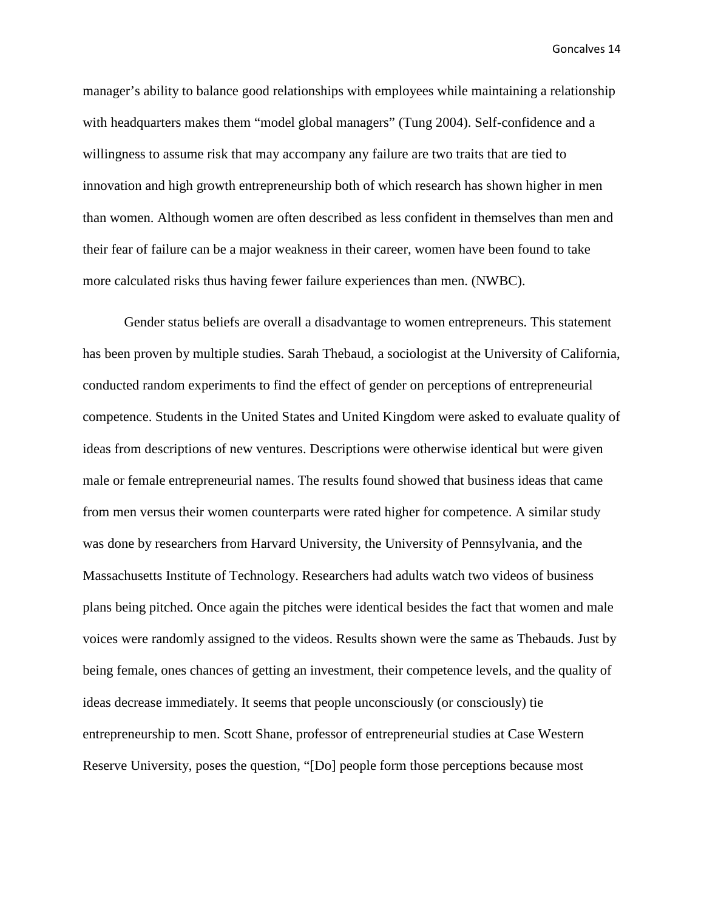manager's ability to balance good relationships with employees while maintaining a relationship with headquarters makes them "model global managers" (Tung 2004). Self-confidence and a willingness to assume risk that may accompany any failure are two traits that are tied to innovation and high growth entrepreneurship both of which research has shown higher in men than women. Although women are often described as less confident in themselves than men and their fear of failure can be a major weakness in their career, women have been found to take more calculated risks thus having fewer failure experiences than men. (NWBC).

Gender status beliefs are overall a disadvantage to women entrepreneurs. This statement has been proven by multiple studies. Sarah Thebaud, a sociologist at the University of California, conducted random experiments to find the effect of gender on perceptions of entrepreneurial competence. Students in the United States and United Kingdom were asked to evaluate quality of ideas from descriptions of new ventures. Descriptions were otherwise identical but were given male or female entrepreneurial names. The results found showed that business ideas that came from men versus their women counterparts were rated higher for competence. A similar study was done by researchers from Harvard University, the University of Pennsylvania, and the Massachusetts Institute of Technology. Researchers had adults watch two videos of business plans being pitched. Once again the pitches were identical besides the fact that women and male voices were randomly assigned to the videos. Results shown were the same as Thebauds. Just by being female, ones chances of getting an investment, their competence levels, and the quality of ideas decrease immediately. It seems that people unconsciously (or consciously) tie entrepreneurship to men. Scott Shane, professor of entrepreneurial studies at Case Western Reserve University, poses the question, "[Do] people form those perceptions because most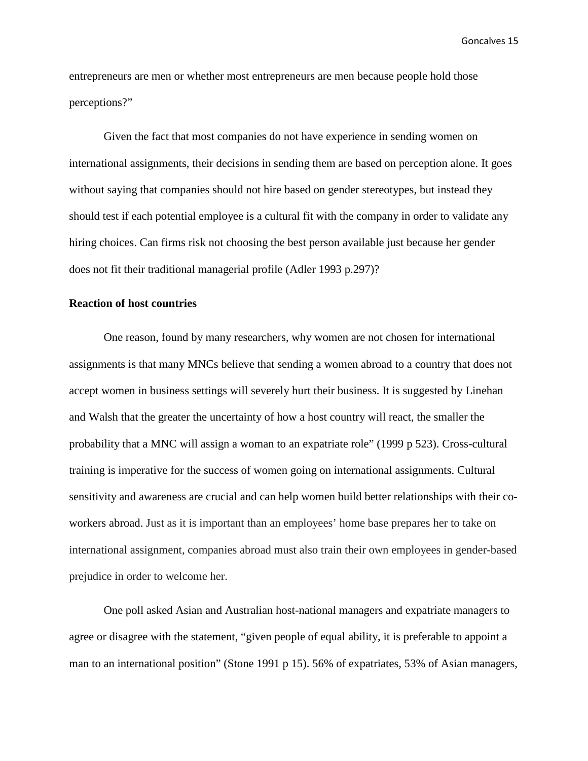entrepreneurs are men or whether most entrepreneurs are men because people hold those perceptions?"

Given the fact that most companies do not have experience in sending women on international assignments, their decisions in sending them are based on perception alone. It goes without saying that companies should not hire based on gender stereotypes, but instead they should test if each potential employee is a cultural fit with the company in order to validate any hiring choices. Can firms risk not choosing the best person available just because her gender does not fit their traditional managerial profile (Adler 1993 p.297)?

**Reaction of host countries**

One reason, found by many researchers, why women are not chosen for international assignments is that many MNCs believe that sending a women abroad to a country that does not accept women in business settings will severely hurt their business. It is suggested by Linehan and Walsh that the greater the uncertainty of how a host country will react, the smaller the probability that a MNC will assign a woman to an expatriate role" (1999 p 523). Cross-cultural training is imperative for the success of women going on international assignments. Cultural sensitivity and awareness are crucial and can help women build better relationships with their co-workers abroad. Just as it is important than an employees' home base prepares her to take on international assignment, companies abroad must also train their own employees in gender-based prejudice in order to welcome her.

One poll asked Asian and Australian host-national managers and expatriate managers to agree or disagree with the statement, "given people of equal ability, it is preferable to appoint a man to an international position" (Stone 1991 p 15). 56% of expatriates, 53% of Asian managers,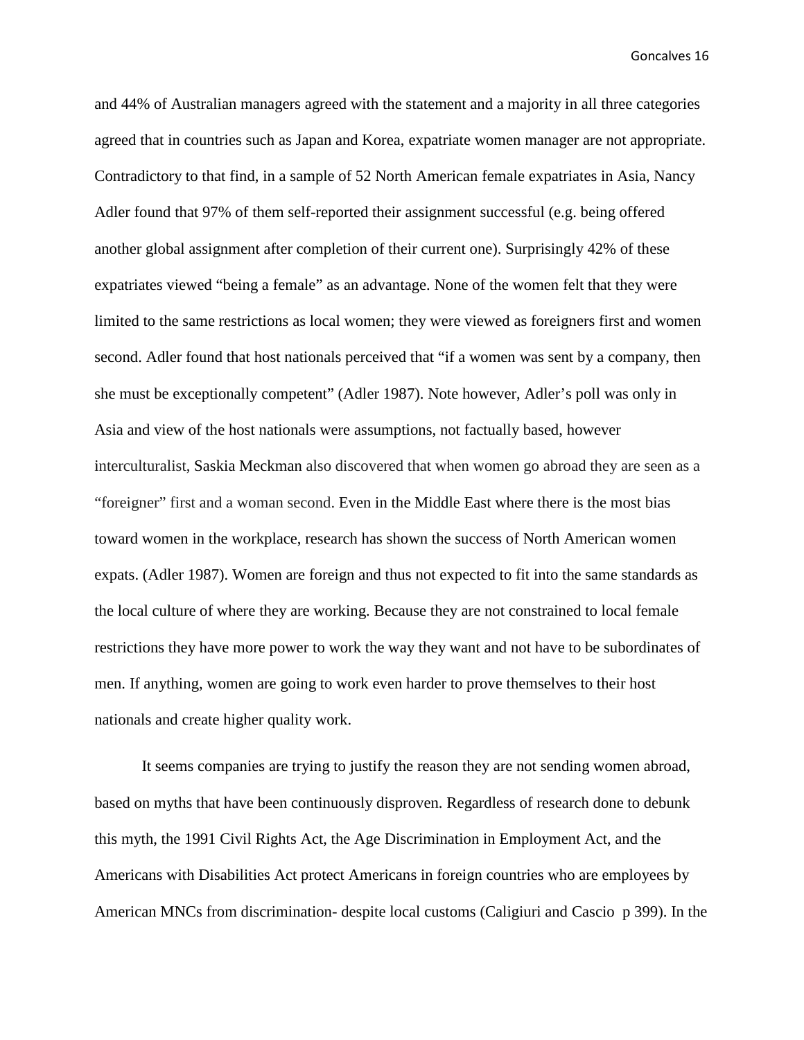and 44% of Australian managers agreed with the statement and a majority in all three categories agreed that in countries such as Japan and Korea, expatriate women manager are not appropriate. Contradictory to that find, in a sample of 52 North American female expatriates in Asia, Nancy Adler found that 97% of them self-reported their assignment successful (e.g. being offered another global assignment after completion of their current one). Surprisingly 42% of these expatriates viewed "being a female" as an advantage. None of the women felt that they were limited to the same restrictions as local women; they were viewed as foreigners first and women second. Adler found that host nationals perceived that "if a women was sent by a company, then she must be exceptionally competent" (Adler 1987). Note however, Adler's poll was only in Asia and view of the host nationals were assumptions, not factually based, however interculturalist, Saskia Meckman also discovered that when women go abroad they are seen as a "foreigner" first and a woman second. Even in the Middle East where there is the most bias toward women in the workplace, research has shown the success of North American women expats. (Adler 1987). Women are foreign and thus not expected to fit into the same standards as the local culture of where they are working. Because they are not constrained to local female restrictions they have more power to work the way they want and not have to be subordinates of men. If anything, women are going to work even harder to prove themselves to their host nationals and create higher quality work.

It seems companies are trying to justify the reason they are not sending women abroad, based on myths that have been continuously disproven. Regardless of research done to debunk this myth, the 1991 Civil Rights Act, the Age Discrimination in Employment Act, and the Americans with Disabilities Act protect Americans in foreign countries who are employees by American MNCs from discrimination- despite local customs (Caligiuri and Cascio p 399). In the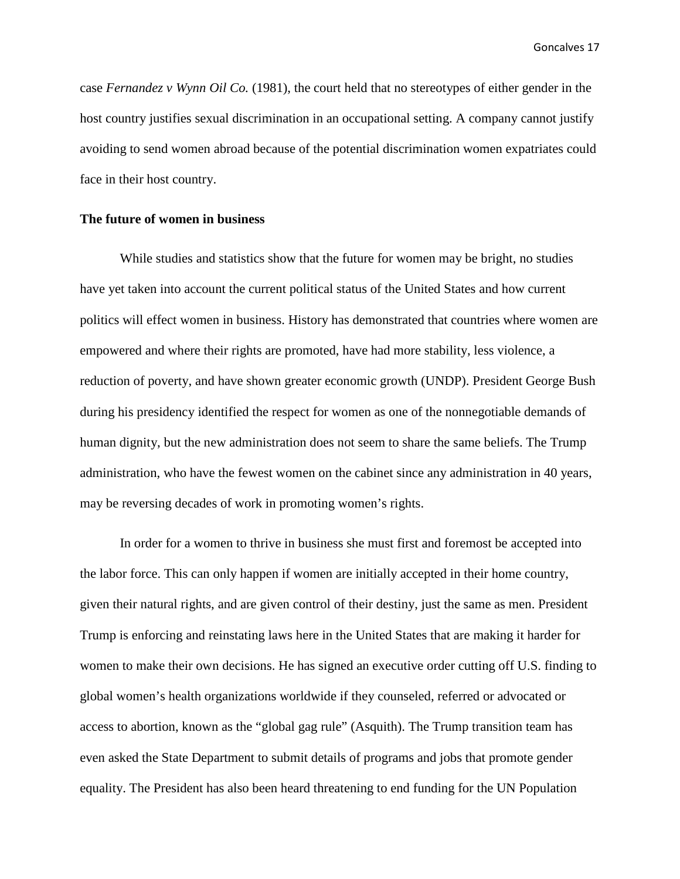case *Fernandez v Wynn Oil Co.* (1981), the court held that no stereotypes of either gender in the host country justifies sexual discrimination in an occupational setting. A company cannot justify avoiding to send women abroad because of the potential discrimination women expatriates could face in their host country.

**The future of women in business**

While studies and statistics show that the future for women may be bright, no studies have yet taken into account the current political status of the United States and how current politics will effect women in business. History has demonstrated that countries where women are empowered and where their rights are promoted, have had more stability, less violence, a reduction of poverty, and have shown greater economic growth (UNDP). President George Bush during his presidency identified the respect for women as one of the nonnegotiable demands of human dignity, but the new administration does not seem to share the same beliefs. The Trump administration, who have the fewest women on the cabinet since any administration in 40 years, may be reversing decades of work in promoting women's rights.

In order for a women to thrive in business she must first and foremost be accepted into the labor force. This can only happen if women are initially accepted in their home country, given their natural rights, and are given control of their destiny, just the same as men. President Trump is enforcing and reinstating laws here in the United States that are making it harder for women to make their own decisions. He has signed an executive order cutting off U.S. finding to global women's health organizations worldwide if they counseled, referred or advocated or access to abortion, known as the "global gag rule" (Asquith). The Trump transition team has even asked the State Department to submit details of programs and jobs that promote gender equality. The President has also been heard threatening to end funding for the UN Population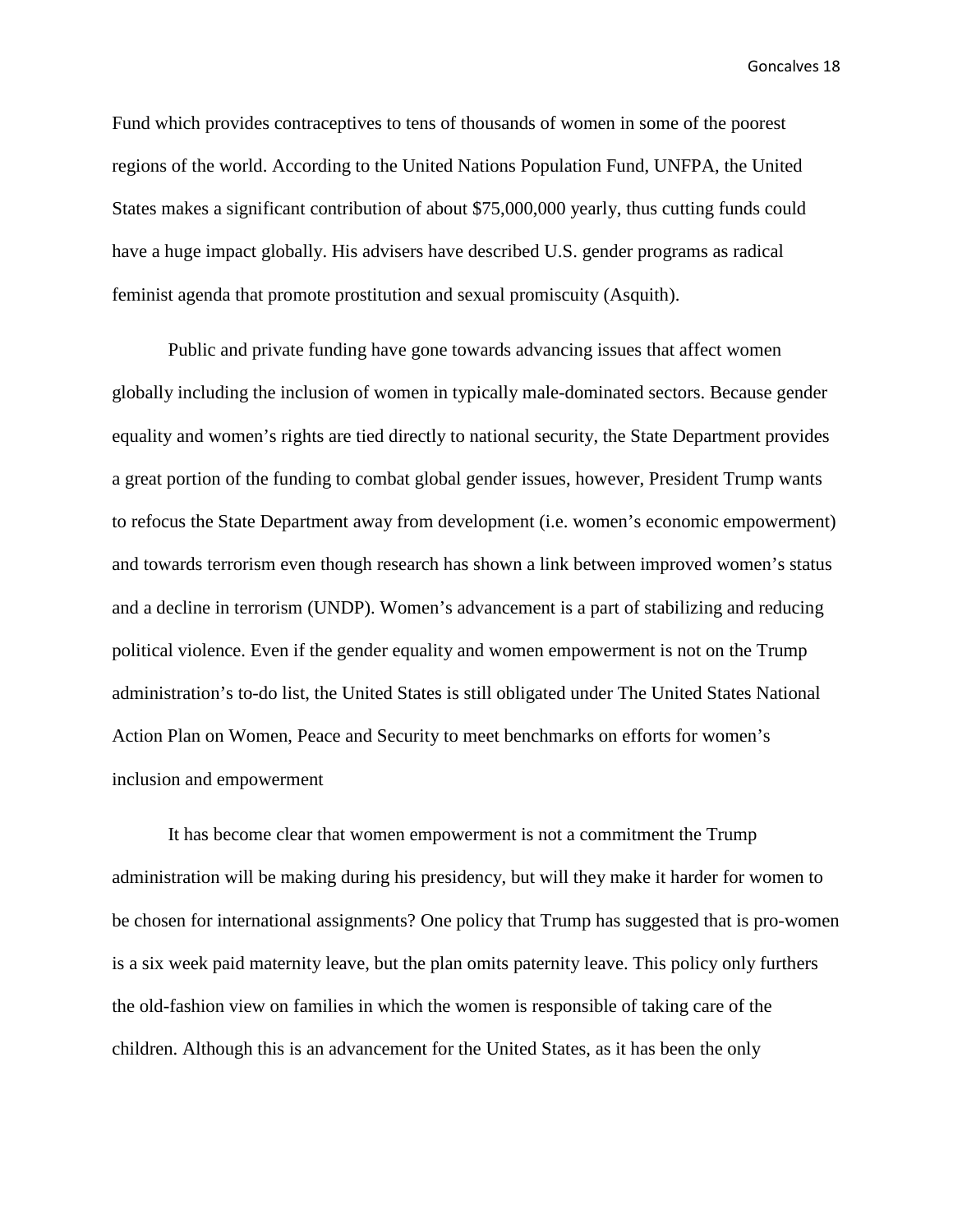Fund which provides contraceptives to tens of thousands of women in some of the poorest regions of the world. According to the United Nations Population Fund, UNFPA, the United States makes a significant contribution of about $75,000,000 yearly, thus cutting funds could have a huge impact globally. His advisers have described U.S. gender programs as radical feminist agenda that promote prostitution and sexual promiscuity (Asquith).

Public and private funding have gone towards advancing issues that affect women globally including the inclusion of women in typically male-dominated sectors. Because gender equality and women's rights are tied directly to national security, the State Department provides a great portion of the funding to combat global gender issues, however, President Trump wants to refocus the State Department away from development (i.e. women's economic empowerment) and towards terrorism even though research has shown a link between improved women's status and a decline in terrorism (UNDP). Women's advancement is a part of stabilizing and reducing political violence. Even if the gender equality and women empowerment is not on the Trump administration's to-do list, the United States is still obligated under The United States National Action Plan on Women, Peace and Security to meet benchmarks on efforts for women's inclusion and empowerment

It has become clear that women empowerment is not a commitment the Trump administration will be making during his presidency, but will they make it harder for women to be chosen for international assignments? One policy that Trump has suggested that is pro-women is a six week paid maternity leave, but the plan omits paternity leave. This policy only furthers the old-fashion view on families in which the women is responsible of taking care of the children. Although this is an advancement for the United States, as it has been the only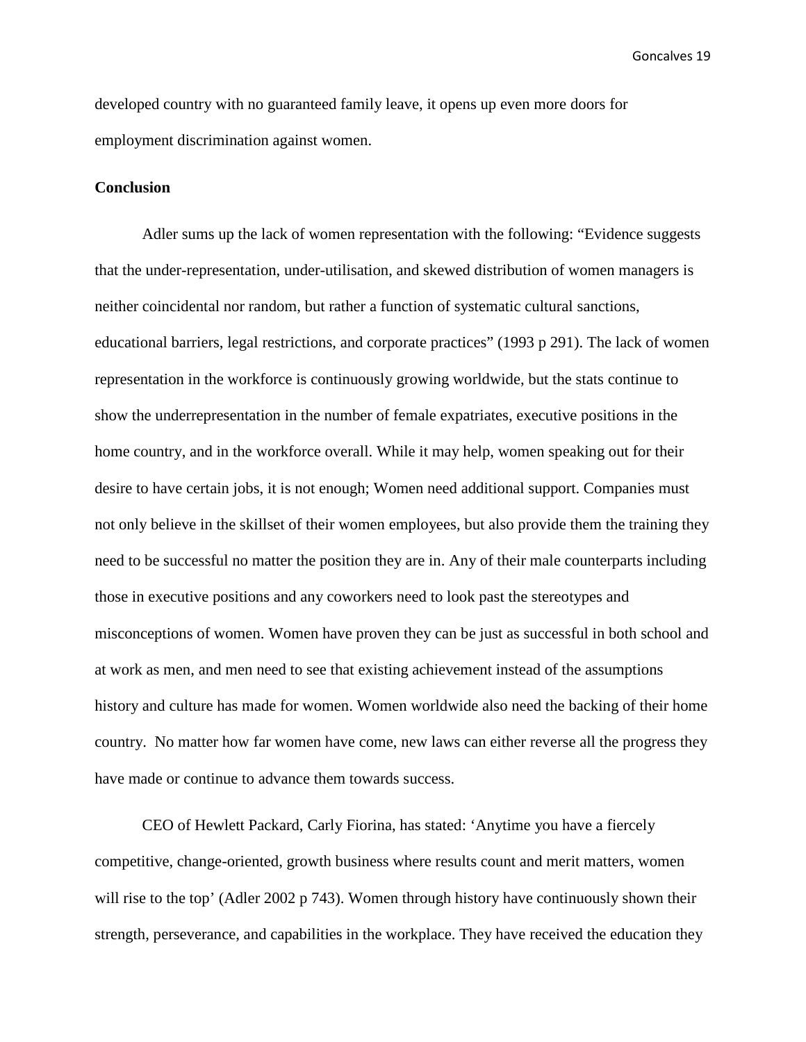developed country with no guaranteed family leave, it opens up even more doors for employment discrimination against women.

**Conclusion**

Adler sums up the lack of women representation with the following: “Evidence suggests that the under-representation, under-utilisation, and skewed distribution of women managers is neither coincidental nor random, but rather a function of systematic cultural sanctions, educational barriers, legal restrictions, and corporate practices” (1993 p 291). The lack of women representation in the workforce is continuously growing worldwide, but the stats continue to show the underrepresentation in the number of female expatriates, executive positions in the home country, and in the workforce overall. While it may help, women speaking out for their desire to have certain jobs, it is not enough; Women need additional support. Companies must not only believe in the skillset of their women employees, but also provide them the training they need to be successful no matter the position they are in. Any of their male counterparts including those in executive positions and any coworkers need to look past the stereotypes and misconceptions of women. Women have proven they can be just as successful in both school and at work as men, and men need to see that existing achievement instead of the assumptions history and culture has made for women. Women worldwide also need the backing of their home country. No matter how far women have come, new laws can either reverse all the progress they have made or continue to advance them towards success.

CEO of Hewlett Packard, Carly Fiorina, has stated: ‘Anytime you have a fiercely competitive, change-oriented, growth business where results count and merit matters, women will rise to the top’ (Adler 2002 p 743). Women through history have continuously shown their strength, perseverance, and capabilities in the workplace. They have received the education they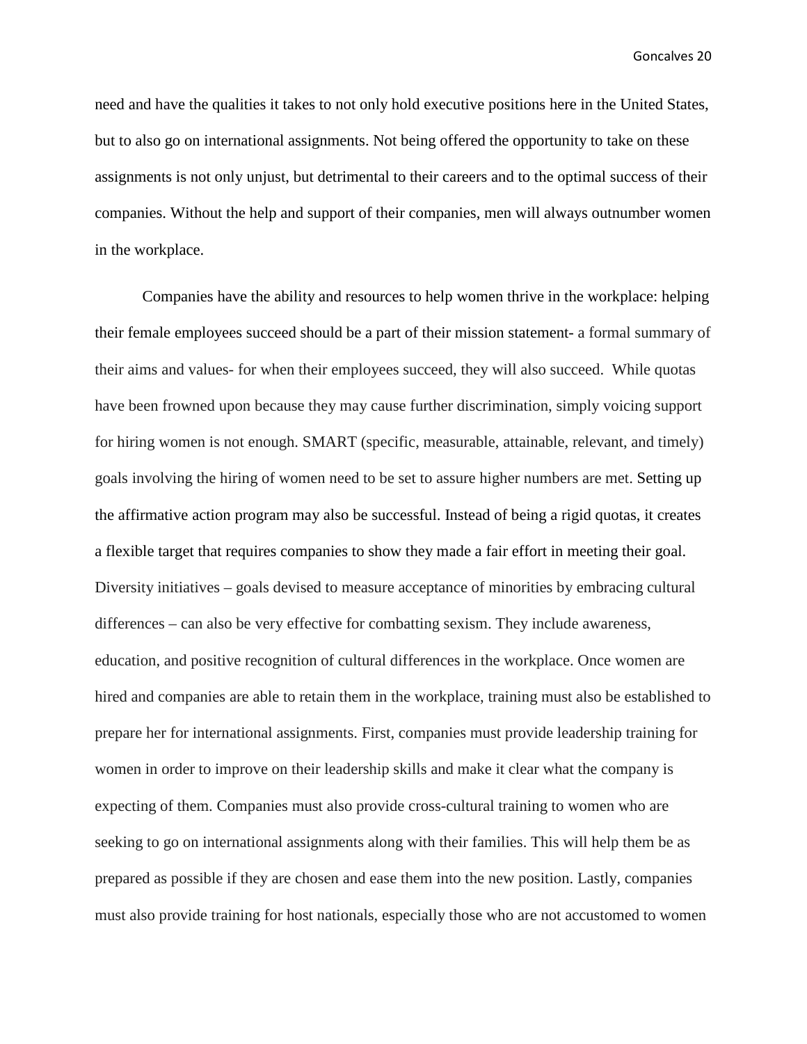need and have the qualities it takes to not only hold executive positions here in the United States, but to also go on international assignments. Not being offered the opportunity to take on these assignments is not only unjust, but detrimental to their careers and to the optimal success of their companies. Without the help and support of their companies, men will always outnumber women in the workplace.

Companies have the ability and resources to help women thrive in the workplace: helping their female employees succeed should be a part of their mission statement- a formal summary of their aims and values- for when their employees succeed, they will also succeed. While quotas have been frowned upon because they may cause further discrimination, simply voicing support for hiring women is not enough. SMART (specific, measurable, attainable, relevant, and timely) goals involving the hiring of women need to be set to assure higher numbers are met. Setting up the affirmative action program may also be successful. Instead of being a rigid quotas, it creates a flexible target that requires companies to show they made a fair effort in meeting their goal. Diversity initiatives – goals devised to measure acceptance of minorities by embracing cultural differences – can also be very effective for combatting sexism. They include awareness, education, and positive recognition of cultural differences in the workplace. Once women are hired and companies are able to retain them in the workplace, training must also be established to prepare her for international assignments. First, companies must provide leadership training for women in order to improve on their leadership skills and make it clear what the company is expecting of them. Companies must also provide cross-cultural training to women who are seeking to go on international assignments along with their families. This will help them be as prepared as possible if they are chosen and ease them into the new position. Lastly, companies must also provide training for host nationals, especially those who are not accustomed to women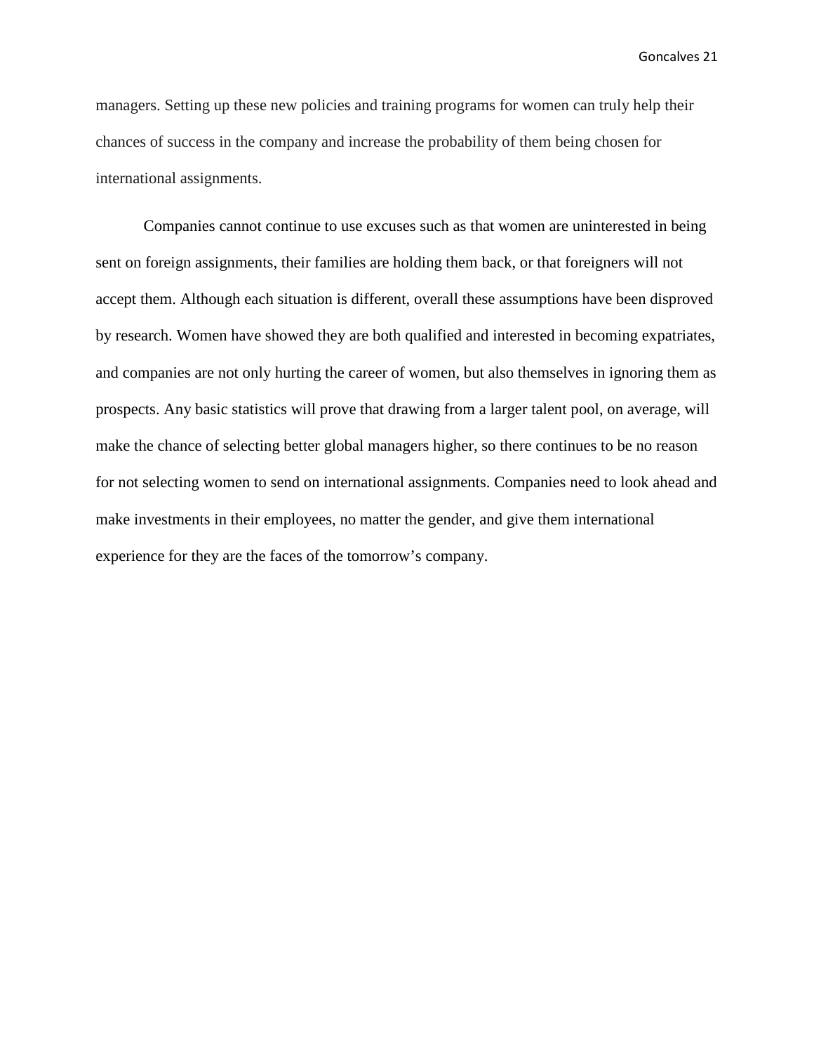managers. Setting up these new policies and training programs for women can truly help their chances of success in the company and increase the probability of them being chosen for international assignments.

Companies cannot continue to use excuses such as that women are uninterested in being sent on foreign assignments, their families are holding them back, or that foreigners will not accept them. Although each situation is different, overall these assumptions have been disproved by research. Women have showed they are both qualified and interested in becoming expatriates, and companies are not only hurting the career of women, but also themselves in ignoring them as prospects. Any basic statistics will prove that drawing from a larger talent pool, on average, will make the chance of selecting better global managers higher, so there continues to be no reason for not selecting women to send on international assignments. Companies need to look ahead and make investments in their employees, no matter the gender, and give them international experience for they are the faces of the tomorrow's company.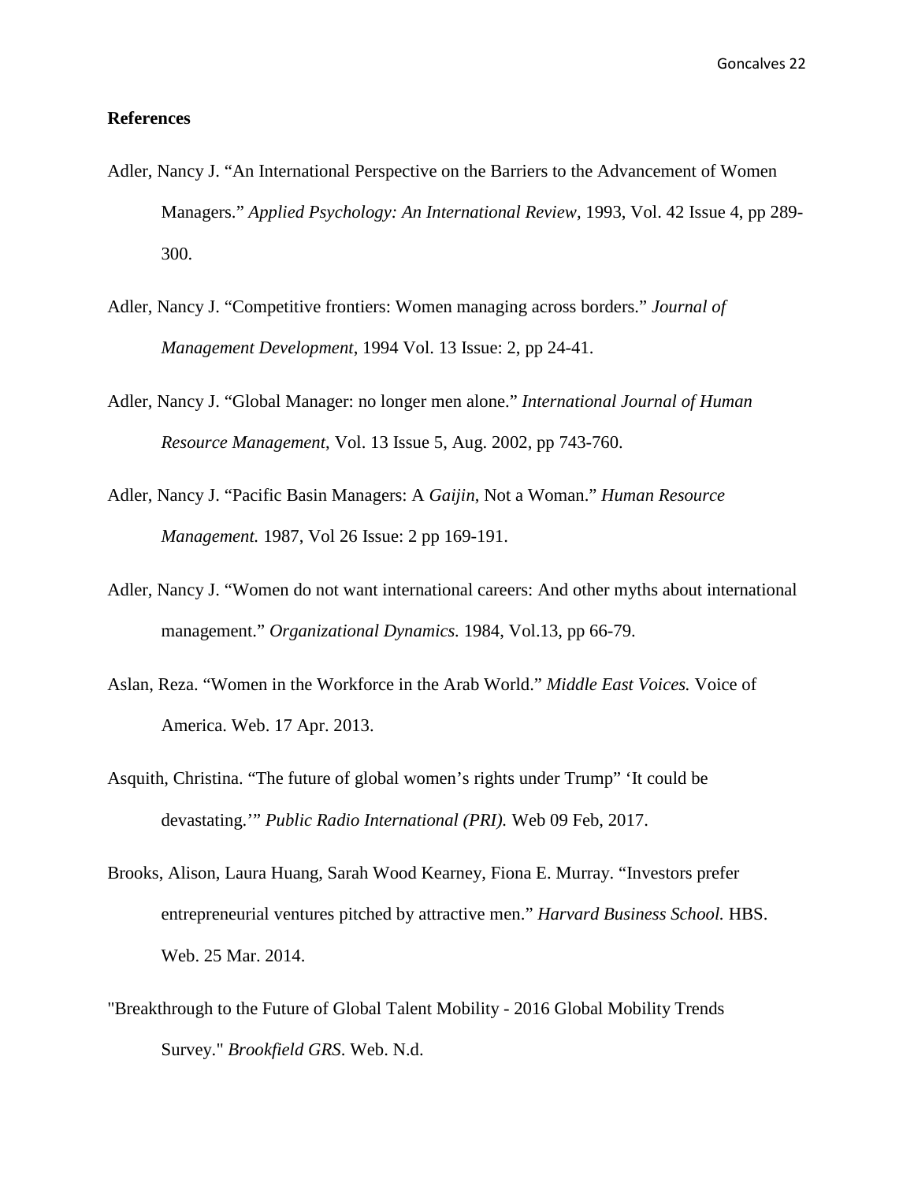**References**

Adler, Nancy J. "An International Perspective on the Barriers to the Advancement of Women Managers." *Applied Psychology: An International Review,* 1993, Vol. 42 Issue 4, pp 289-300.

Adler, Nancy J. "Competitive frontiers: Women managing across borders." *Journal of Management Development*, 1994 Vol. 13 Issue: 2, pp 24-41.

Adler, Nancy J. "Global Manager: no longer men alone." *International Journal of Human Resource Management*, Vol. 13 Issue 5, Aug. 2002, pp 743-760.

Adler, Nancy J. "Pacific Basin Managers: A *Gaijin*, Not a Woman." *Human Resource Management.* 1987, Vol 26 Issue: 2 pp 169-191.

Adler, Nancy J. "Women do not want international careers: And other myths about international management." *Organizational Dynamics.* 1984, Vol.13, pp 66-79.

Aslan, Reza. "Women in the Workforce in the Arab World." *Middle East Voices.* Voice of America. Web. 17 Apr. 2013.

Asquith, Christina. "The future of global women's rights under Trump" 'It could be devastating.'" *Public Radio International (PRI).* Web 09 Feb, 2017.

Brooks, Alison, Laura Huang, Sarah Wood Kearney, Fiona E. Murray. "Investors prefer entrepreneurial ventures pitched by attractive men." *Harvard Business School.* HBS. Web. 25 Mar. 2014.

"Breakthrough to the Future of Global Talent Mobility - 2016 Global Mobility Trends Survey." *Brookfield GRS*. Web. N.d.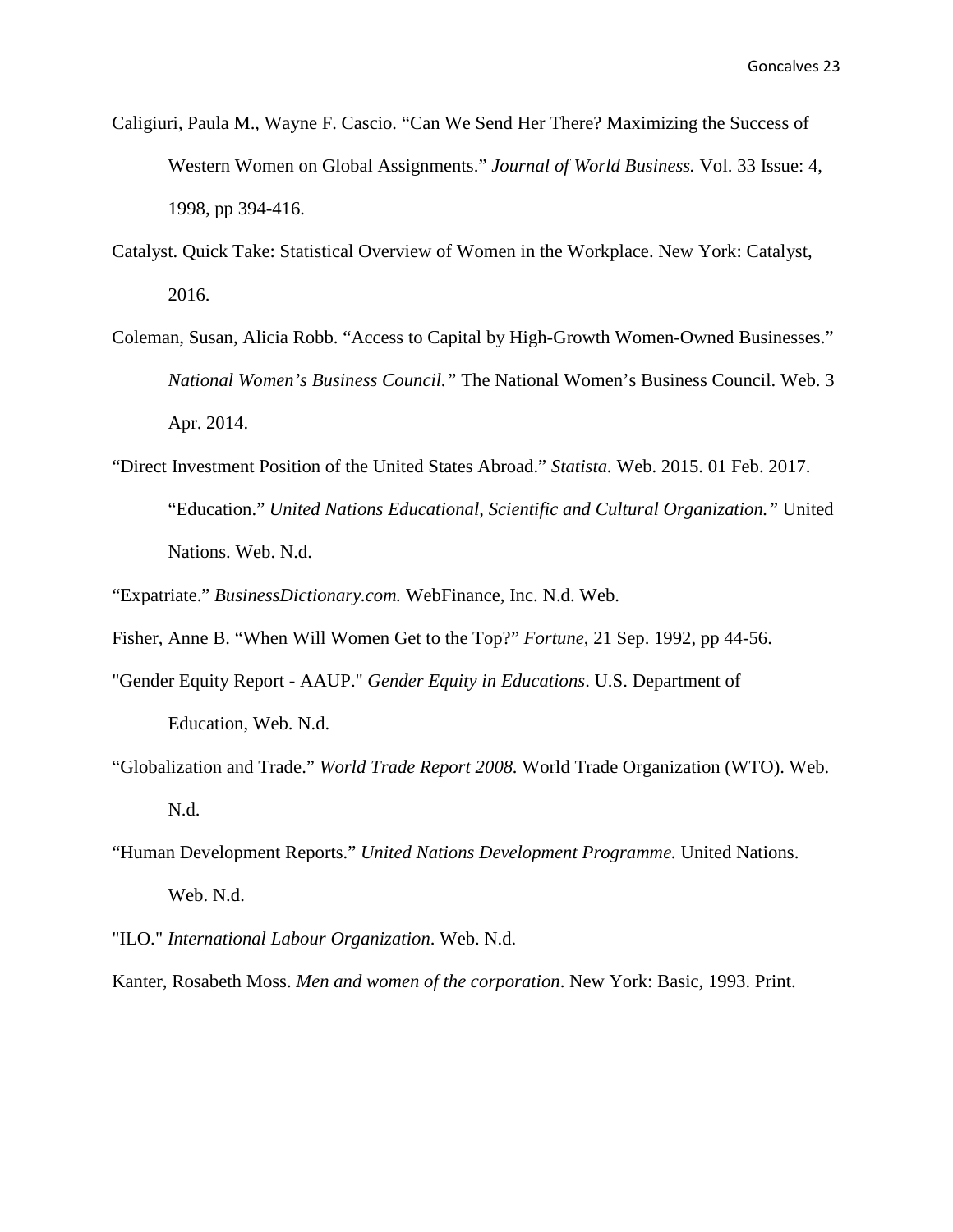Caligiuri, Paula M., Wayne F. Cascio. "Can We Send Her There? Maximizing the Success of Western Women on Global Assignments." *Journal of World Business.* Vol. 33 Issue: 4, 1998, pp 394-416.

Catalyst. Quick Take: Statistical Overview of Women in the Workplace. New York: Catalyst, 2016.

Coleman, Susan, Alicia Robb. "Access to Capital by High-Growth Women-Owned Businesses." *National Women's Business Council."* The National Women's Business Council. Web. 3 Apr. 2014.

"Direct Investment Position of the United States Abroad." *Statista.* Web. 2015. 01 Feb. 2017. "Education." *United Nations Educational, Scientific and Cultural Organization."* United Nations. Web. N.d.

"Expatriate." *BusinessDictionary.com.* WebFinance, Inc. N.d. Web.

Fisher, Anne B. "When Will Women Get to the Top?" *Fortune*, 21 Sep. 1992, pp 44-56.

"Gender Equity Report - AAUP." *Gender Equity in Educations*. U.S. Department of Education, Web. N.d.

"Globalization and Trade." *World Trade Report 2008.* World Trade Organization (WTO). Web. N.d.

"Human Development Reports." *United Nations Development Programme.* United Nations. Web. N.d.

"ILO." *International Labour Organization*. Web. N.d.

Kanter, Rosabeth Moss. *Men and women of the corporation*. New York: Basic, 1993. Print.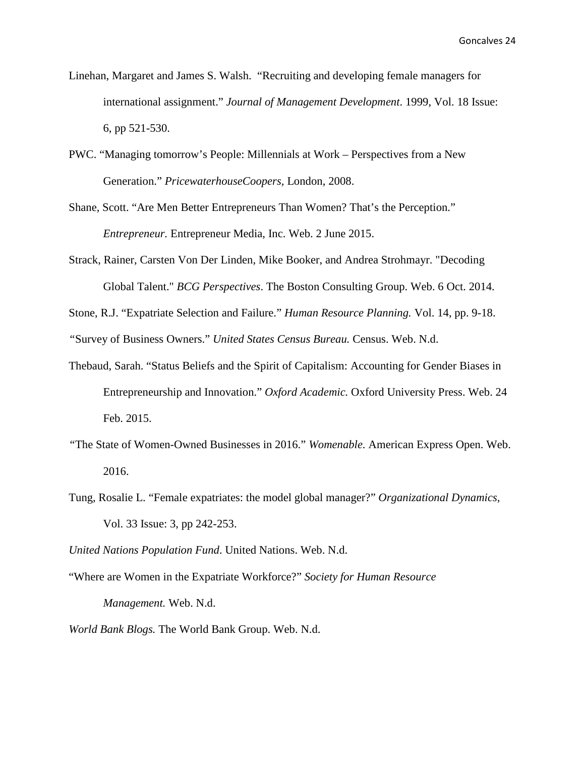Linehan, Margaret and James S. Walsh. "Recruiting and developing female managers for international assignment." *Journal of Management Development*. 1999, Vol. 18 Issue: 6, pp 521-530.

PWC. "Managing tomorrow's People: Millennials at Work – Perspectives from a New Generation." *PricewaterhouseCoopers*, London, 2008.

Shane, Scott. "Are Men Better Entrepreneurs Than Women? That's the Perception." *Entrepreneur.* Entrepreneur Media, Inc. Web. 2 June 2015.

Strack, Rainer, Carsten Von Der Linden, Mike Booker, and Andrea Strohmayr. "Decoding Global Talent." *BCG Perspectives*. The Boston Consulting Group. Web. 6 Oct. 2014.

Stone, R.J. "Expatriate Selection and Failure." *Human Resource Planning.* Vol. 14, pp. 9-18.

"Survey of Business Owners." *United States Census Bureau.* Census. Web. N.d.

Thebaud, Sarah. "Status Beliefs and the Spirit of Capitalism: Accounting for Gender Biases in Entrepreneurship and Innovation." *Oxford Academic.* Oxford University Press. Web. 24 Feb. 2015.

"The State of Women-Owned Businesses in 2016." *Womenable.* American Express Open. Web. 2016.

Tung, Rosalie L. "Female expatriates: the model global manager?" *Organizational Dynamics*, Vol. 33 Issue: 3, pp 242-253.

*United Nations Population Fund*. United Nations. Web. N.d.

"Where are Women in the Expatriate Workforce?" *Society for Human Resource Management.* Web. N.d.

*World Bank Blogs.* The World Bank Group. Web. N.d.